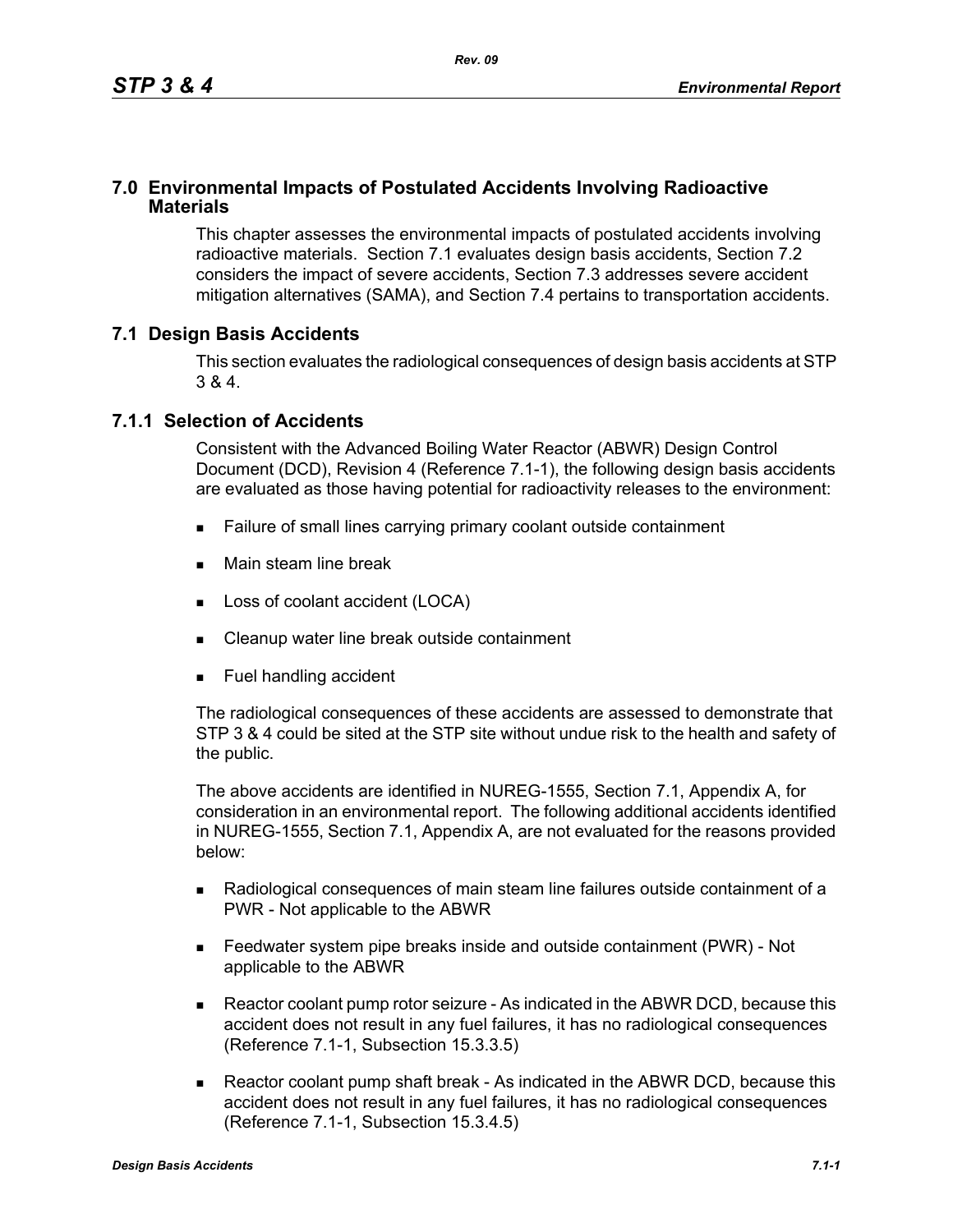# 7.0 Environmental Impacts of Postulated Accidents Involving Radioactive Materials

This chapter assesses the environmental impacts of postulated accidents involving radioactive materials. Section 7.1 evaluates design basis accidents, Section 7.2 considers the impact of severe accidents, Section 7.3 addresses severe accident mitigation alternatives (SAMA), and Section 7.4 pertains to transportation accidents.

## 7.1 Design Basis Accidents

This section evaluates the radiological consequences of design basis accidents at STP 3 & 4.

### 7.1.1 Selection of Accidents

Consistent with the Advanced Boiling Water Reactor (ABWR) Design Control Document (DCD), Revision 4 (Reference 7.1-1), the following design basis accidents are evaluated as those having potential for radioactivity releases to the environment:

- Failure of small lines carrying primary coolant outside containment
- Main steam line break
- Loss of coolant accident (LOCA)
- Cleanup water line break outside containment
- Fuel handling accident

The radiological consequences of these accidents are assessed to demonstrate that STP 3 & 4 could be sited at the STP site without undue risk to the health and safety of the public.

The above accidents are identified in NUREG-1555, Section 7.1, Appendix A, for consideration in an environmental report. The following additional accidents identified in NUREG-1555, Section 7.1, Appendix A, are not evaluated for the reasons provided below:

- Radiological consequences of main steam line failures outside containment of a PWR - Not applicable to the ABWR
- Feedwater system pipe breaks inside and outside containment (PWR) - Not applicable to the ABWR
- Reactor coolant pump rotor seizure - As indicated in the ABWR DCD, because this accident does not result in any fuel failures, it has no radiological consequences (Reference 7.1-1, Subsection 15.3.3.5)
- Reactor coolant pump shaft break - As indicated in the ABWR DCD, because this accident does not result in any fuel failures, it has no radiological consequences (Reference 7.1-1, Subsection 15.3.4.5)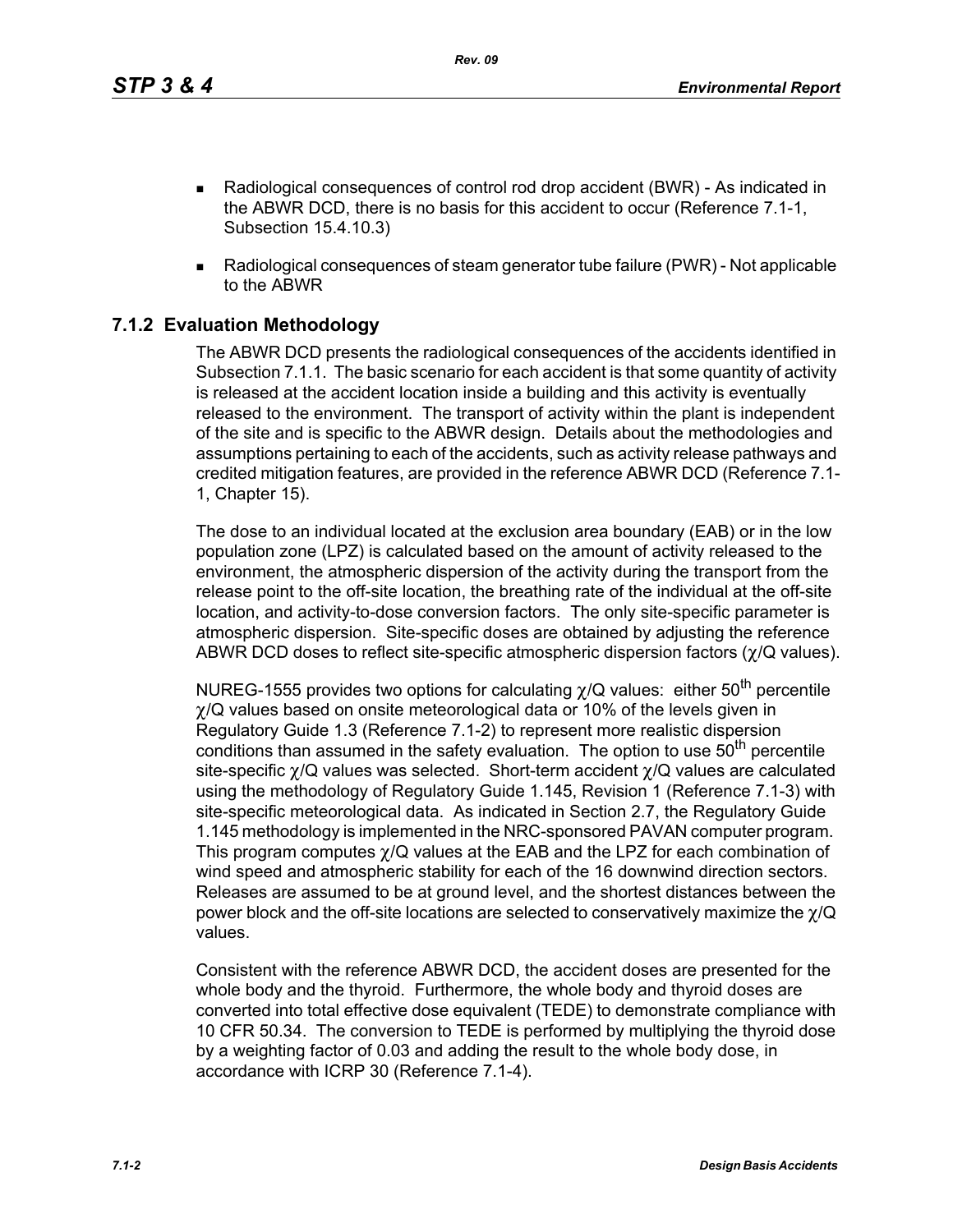- Radiological consequences of control rod drop accident (BWR) - As indicated in the ABWR DCD, there is no basis for this accident to occur (Reference 7.1-1, Subsection 15.4.10.3)
- Radiological consequences of steam generator tube failure (PWR) - Not applicable to the ABWR

## 7.1.2 Evaluation Methodology

The ABWR DCD presents the radiological consequences of the accidents identified in Subsection 7.1.1. The basic scenario for each accident is that some quantity of activity is released at the accident location inside a building and this activity is eventually released to the environment. The transport of activity within the plant is independent of the site and is specific to the ABWR design. Details about the methodologies and assumptions pertaining to each of the accidents, such as activity release pathways and credited mitigation features, are provided in the reference ABWR DCD (Reference 7.1-1, Chapter 15).

The dose to an individual located at the exclusion area boundary (EAB) or in the low population zone (LPZ) is calculated based on the amount of activity released to the environment, the atmospheric dispersion of the activity during the transport from the release point to the off-site location, the breathing rate of the individual at the off-site location, and activity-to-dose conversion factors. The only site-specific parameter is atmospheric dispersion. Site-specific doses are obtained by adjusting the reference ABWR DCD doses to reflect site-specific atmospheric dispersion factors ($\chi/Q$ values).

NUREG-1555 provides two options for calculating $\chi/Q$ values: either 50$^{th}$ percentile $\chi/Q$ values based on onsite meteorological data or 10% of the levels given in Regulatory Guide 1.3 (Reference 7.1-2) to represent more realistic dispersion conditions than assumed in the safety evaluation. The option to use 50$^{th}$ percentile site-specific $\chi/Q$ values was selected. Short-term accident $\chi/Q$ values are calculated using the methodology of Regulatory Guide 1.145, Revision 1 (Reference 7.1-3) with site-specific meteorological data. As indicated in Section 2.7, the Regulatory Guide 1.145 methodology is implemented in the NRC-sponsored PAVAN computer program. This program computes $\chi/Q$ values at the EAB and the LPZ for each combination of wind speed and atmospheric stability for each of the 16 downwind direction sectors. Releases are assumed to be at ground level, and the shortest distances between the power block and the off-site locations are selected to conservatively maximize the $\chi/Q$ values.

Consistent with the reference ABWR DCD, the accident doses are presented for the whole body and the thyroid. Furthermore, the whole body and thyroid doses are converted into total effective dose equivalent (TEDE) to demonstrate compliance with 10 CFR 50.34. The conversion to TEDE is performed by multiplying the thyroid dose by a weighting factor of 0.03 and adding the result to the whole body dose, in accordance with ICRP 30 (Reference 7.1-4).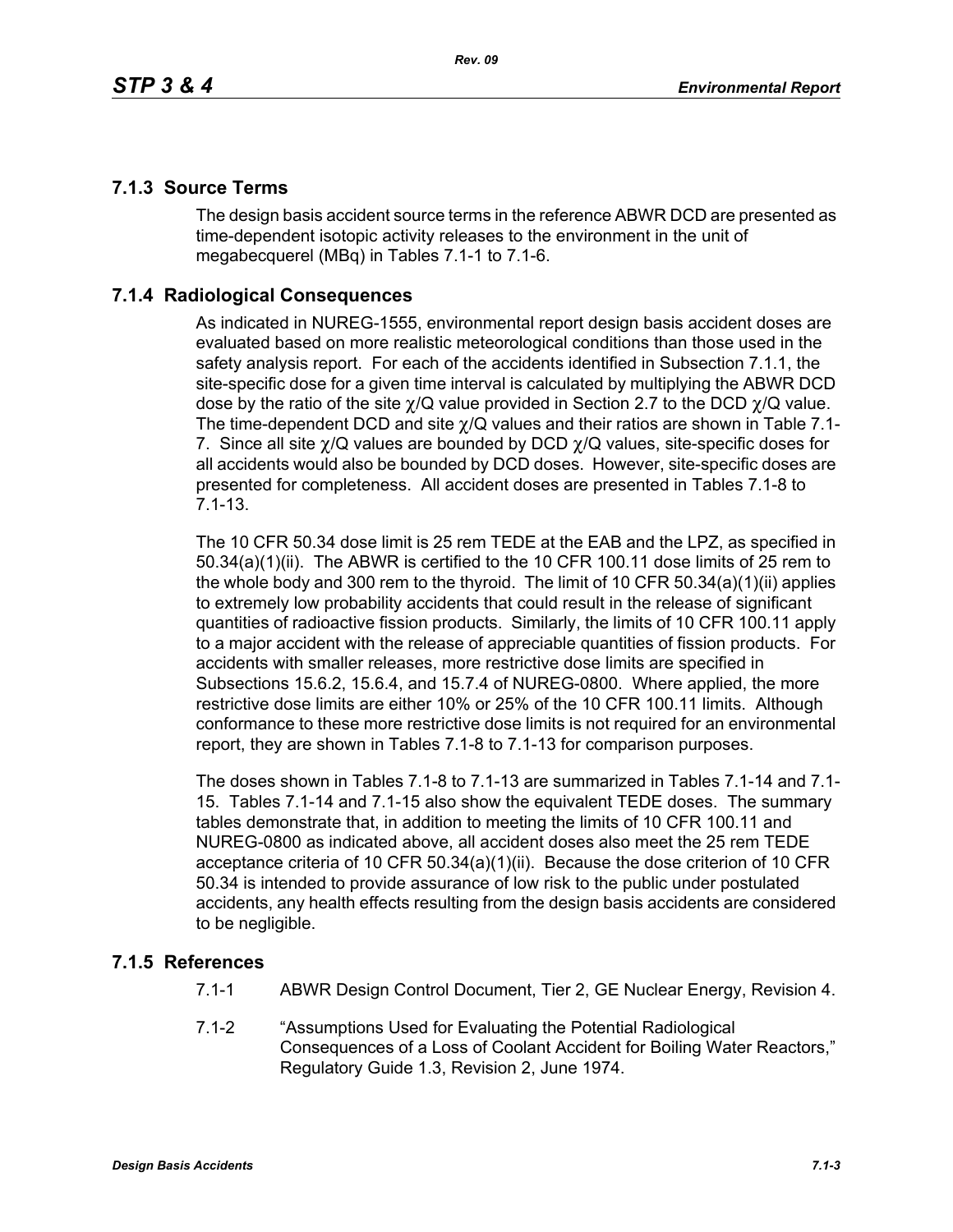### 7.1.3 Source Terms

The design basis accident source terms in the reference ABWR DCD are presented as time-dependent isotopic activity releases to the environment in the unit of megabecquerel (MBq) in Tables 7.1-1 to 7.1-6.

### 7.1.4 Radiological Consequences

As indicated in NUREG-1555, environmental report design basis accident doses are evaluated based on more realistic meteorological conditions than those used in the safety analysis report. For each of the accidents identified in Subsection 7.1.1, the site-specific dose for a given time interval is calculated by multiplying the ABWR DCD dose by the ratio of the site $\chi/Q$ value provided in Section 2.7 to the DCD $\chi/Q$ value. The time-dependent DCD and site $\chi/Q$ values and their ratios are shown in Table 7.1-7. Since all site $\chi/Q$ values are bounded by DCD $\chi/Q$ values, site-specific doses for all accidents would also be bounded by DCD doses. However, site-specific doses are presented for completeness. All accident doses are presented in Tables 7.1-8 to 7.1-13.

The 10 CFR 50.34 dose limit is 25 rem TEDE at the EAB and the LPZ, as specified in 50.34(a)(1)(ii). The ABWR is certified to the 10 CFR 100.11 dose limits of 25 rem to the whole body and 300 rem to the thyroid. The limit of 10 CFR 50.34(a)(1)(ii) applies to extremely low probability accidents that could result in the release of significant quantities of radioactive fission products. Similarly, the limits of 10 CFR 100.11 apply to a major accident with the release of appreciable quantities of fission products. For accidents with smaller releases, more restrictive dose limits are specified in Subsections 15.6.2, 15.6.4, and 15.7.4 of NUREG-0800. Where applied, the more restrictive dose limits are either 10% or 25% of the 10 CFR 100.11 limits. Although conformance to these more restrictive dose limits is not required for an environmental report, they are shown in Tables 7.1-8 to 7.1-13 for comparison purposes.

The doses shown in Tables 7.1-8 to 7.1-13 are summarized in Tables 7.1-14 and 7.1-15. Tables 7.1-14 and 7.1-15 also show the equivalent TEDE doses. The summary tables demonstrate that, in addition to meeting the limits of 10 CFR 100.11 and NUREG-0800 as indicated above, all accident doses also meet the 25 rem TEDE acceptance criteria of 10 CFR 50.34(a)(1)(ii). Because the dose criterion of 10 CFR 50.34 is intended to provide assurance of low risk to the public under postulated accidents, any health effects resulting from the design basis accidents are considered to be negligible.

### 7.1.5 References

7.1-1 ABWR Design Control Document, Tier 2, GE Nuclear Energy, Revision 4.

7.1-2 "Assumptions Used for Evaluating the Potential Radiological Consequences of a Loss of Coolant Accident for Boiling Water Reactors," Regulatory Guide 1.3, Revision 2, June 1974.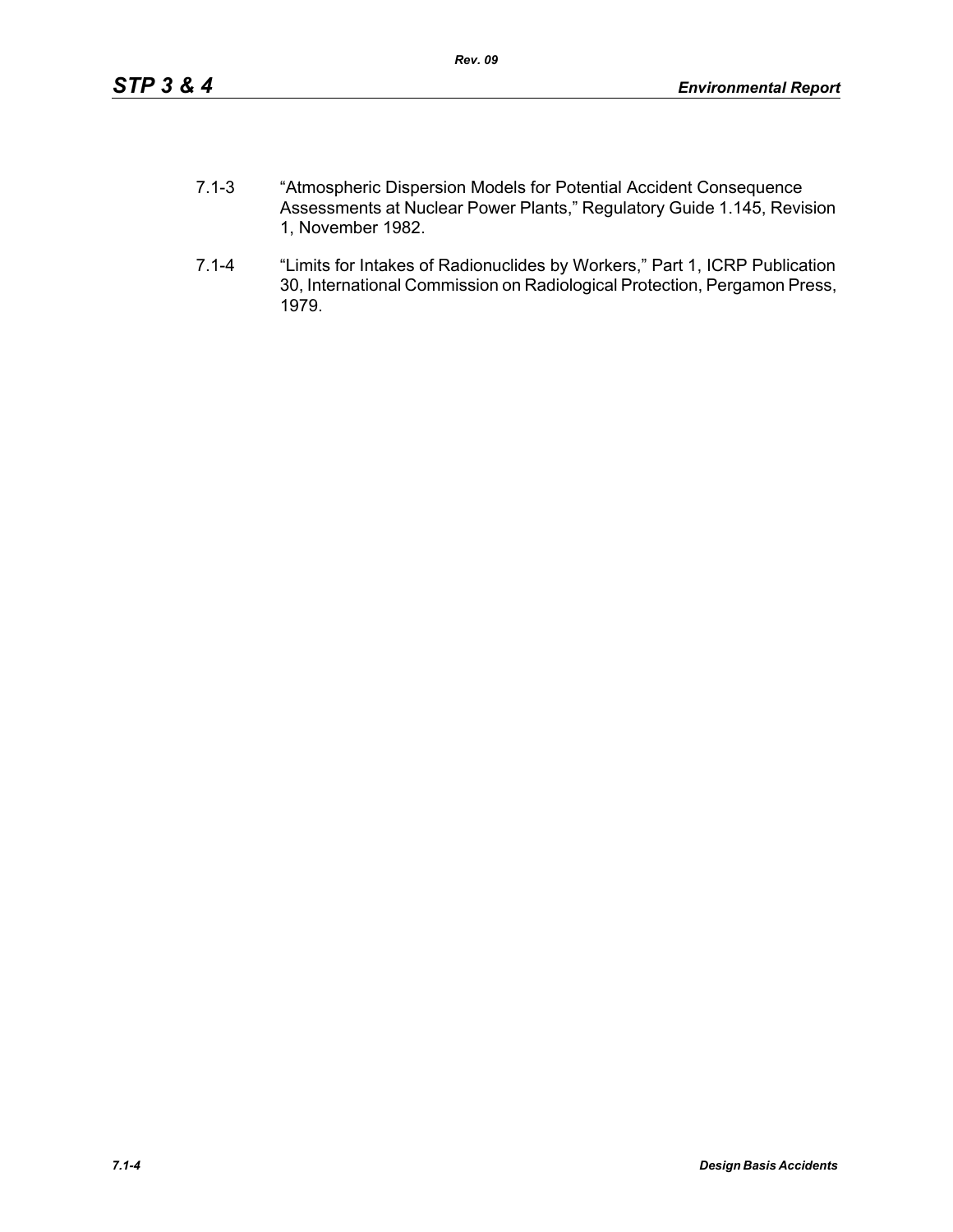7.1-3 "Atmospheric Dispersion Models for Potential Accident Consequence Assessments at Nuclear Power Plants," Regulatory Guide 1.145, Revision 1, November 1982.

7.1-4 "Limits for Intakes of Radionuclides by Workers," Part 1, ICRP Publication 30, International Commission on Radiological Protection, Pergamon Press, 1979.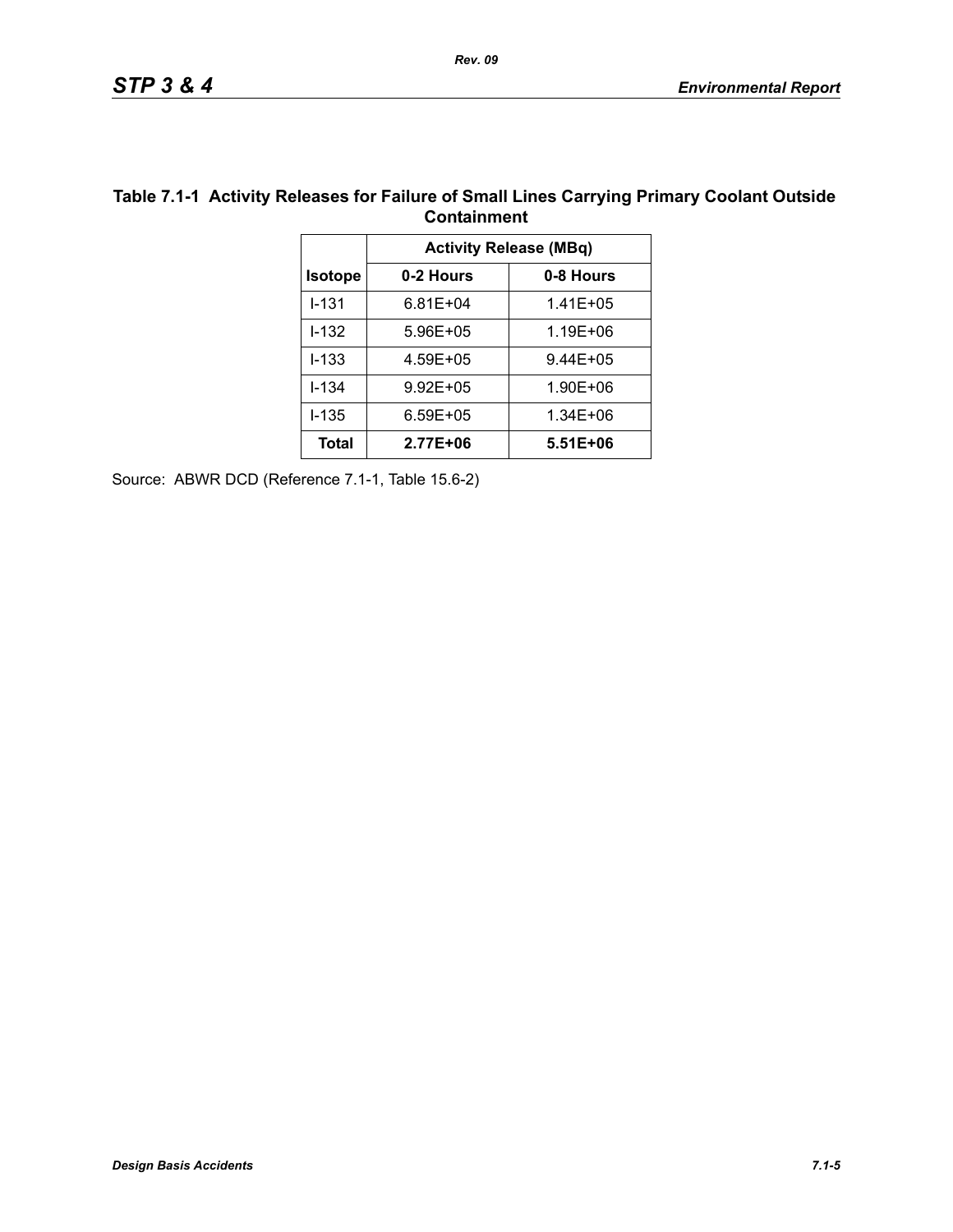**Table 7.1-1 Activity Releases for Failure of Small Lines Carrying Primary Coolant Outside Containment**

| Isotope | Activity Release (MBq) | |
|---|---|---|
| | 0-2 Hours | 0-8 Hours |
| I-131 | 6.81E+04 | 1.41E+05 |
| I-132 | 5.96E+05 | 1.19E+06 |
| I-133 | 4.59E+05 | 9.44E+05 |
| I-134 | 9.92E+05 | 1.90E+06 |
| I-135 | 6.59E+05 | 1.34E+06 |
| **Total** | **2.77E+06** | **5.51E+06** |

Source: ABWR DCD (Reference 7.1-1, Table 15.6-2)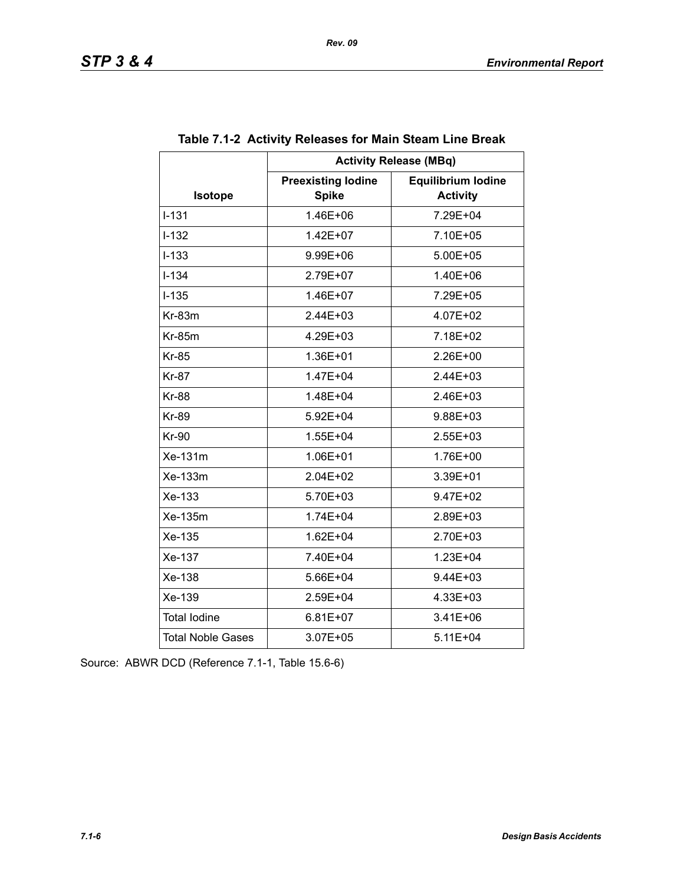**Table 7.1-2 Activity Releases for Main Steam Line Break**

| Isotope | Activity Release (MBq) | |
|---|---|---|
| | Preexisting Iodine Spike | Equilibrium Iodine Activity |
| I-131 | 1.46E+06 | 7.29E+04 |
| I-132 | 1.42E+07 | 7.10E+05 |
| I-133 | 9.99E+06 | 5.00E+05 |
| I-134 | 2.79E+07 | 1.40E+06 |
| I-135 | 1.46E+07 | 7.29E+05 |
| Kr-83m | 2.44E+03 | 4.07E+02 |
| Kr-85m | 4.29E+03 | 7.18E+02 |
| Kr-85 | 1.36E+01 | 2.26E+00 |
| Kr-87 | 1.47E+04 | 2.44E+03 |
| Kr-88 | 1.48E+04 | 2.46E+03 |
| Kr-89 | 5.92E+04 | 9.88E+03 |
| Kr-90 | 1.55E+04 | 2.55E+03 |
| Xe-131m | 1.06E+01 | 1.76E+00 |
| Xe-133m | 2.04E+02 | 3.39E+01 |
| Xe-133 | 5.70E+03 | 9.47E+02 |
| Xe-135m | 1.74E+04 | 2.89E+03 |
| Xe-135 | 1.62E+04 | 2.70E+03 |
| Xe-137 | 7.40E+04 | 1.23E+04 |
| Xe-138 | 5.66E+04 | 9.44E+03 |
| Xe-139 | 2.59E+04 | 4.33E+03 |
| Total Iodine | 6.81E+07 | 3.41E+06 |
| Total Noble Gases | 3.07E+05 | 5.11E+04 |

Source: ABWR DCD (Reference 7.1-1, Table 15.6-6)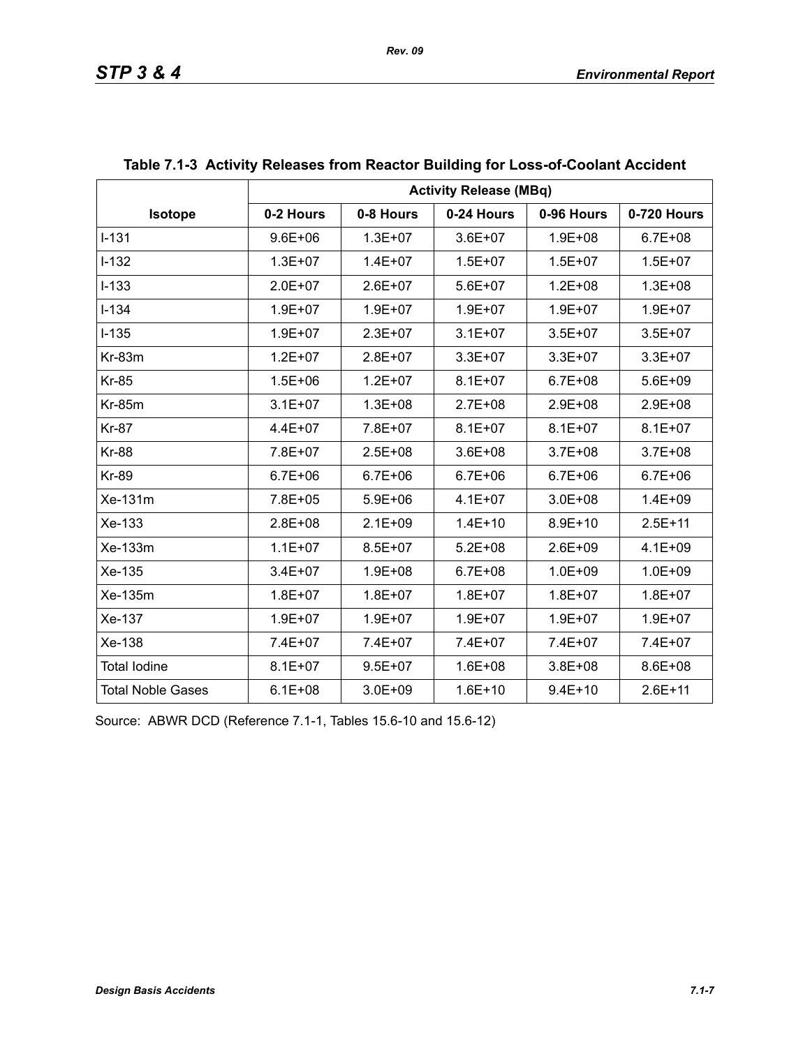**Table 7.1-3 Activity Releases from Reactor Building for Loss-of-Coolant Accident**

| Isotope | Activity Release (MBq) | | | | |
|---|---|---|---|---|---|
| | 0-2 Hours | 0-8 Hours | 0-24 Hours | 0-96 Hours | 0-720 Hours |
| I-131 | 9.6E+06 | 1.3E+07 | 3.6E+07 | 1.9E+08 | 6.7E+08 |
| I-132 | 1.3E+07 | 1.4E+07 | 1.5E+07 | 1.5E+07 | 1.5E+07 |
| I-133 | 2.0E+07 | 2.6E+07 | 5.6E+07 | 1.2E+08 | 1.3E+08 |
| I-134 | 1.9E+07 | 1.9E+07 | 1.9E+07 | 1.9E+07 | 1.9E+07 |
| I-135 | 1.9E+07 | 2.3E+07 | 3.1E+07 | 3.5E+07 | 3.5E+07 |
| Kr-83m | 1.2E+07 | 2.8E+07 | 3.3E+07 | 3.3E+07 | 3.3E+07 |
| Kr-85 | 1.5E+06 | 1.2E+07 | 8.1E+07 | 6.7E+08 | 5.6E+09 |
| Kr-85m | 3.1E+07 | 1.3E+08 | 2.7E+08 | 2.9E+08 | 2.9E+08 |
| Kr-87 | 4.4E+07 | 7.8E+07 | 8.1E+07 | 8.1E+07 | 8.1E+07 |
| Kr-88 | 7.8E+07 | 2.5E+08 | 3.6E+08 | 3.7E+08 | 3.7E+08 |
| Kr-89 | 6.7E+06 | 6.7E+06 | 6.7E+06 | 6.7E+06 | 6.7E+06 |
| Xe-131m | 7.8E+05 | 5.9E+06 | 4.1E+07 | 3.0E+08 | 1.4E+09 |
| Xe-133 | 2.8E+08 | 2.1E+09 | 1.4E+10 | 8.9E+10 | 2.5E+11 |
| Xe-133m | 1.1E+07 | 8.5E+07 | 5.2E+08 | 2.6E+09 | 4.1E+09 |
| Xe-135 | 3.4E+07 | 1.9E+08 | 6.7E+08 | 1.0E+09 | 1.0E+09 |
| Xe-135m | 1.8E+07 | 1.8E+07 | 1.8E+07 | 1.8E+07 | 1.8E+07 |
| Xe-137 | 1.9E+07 | 1.9E+07 | 1.9E+07 | 1.9E+07 | 1.9E+07 |
| Xe-138 | 7.4E+07 | 7.4E+07 | 7.4E+07 | 7.4E+07 | 7.4E+07 |
| Total Iodine | 8.1E+07 | 9.5E+07 | 1.6E+08 | 3.8E+08 | 8.6E+08 |
| Total Noble Gases | 6.1E+08 | 3.0E+09 | 1.6E+10 | 9.4E+10 | 2.6E+11 |

Source: ABWR DCD (Reference 7.1-1, Tables 15.6-10 and 15.6-12)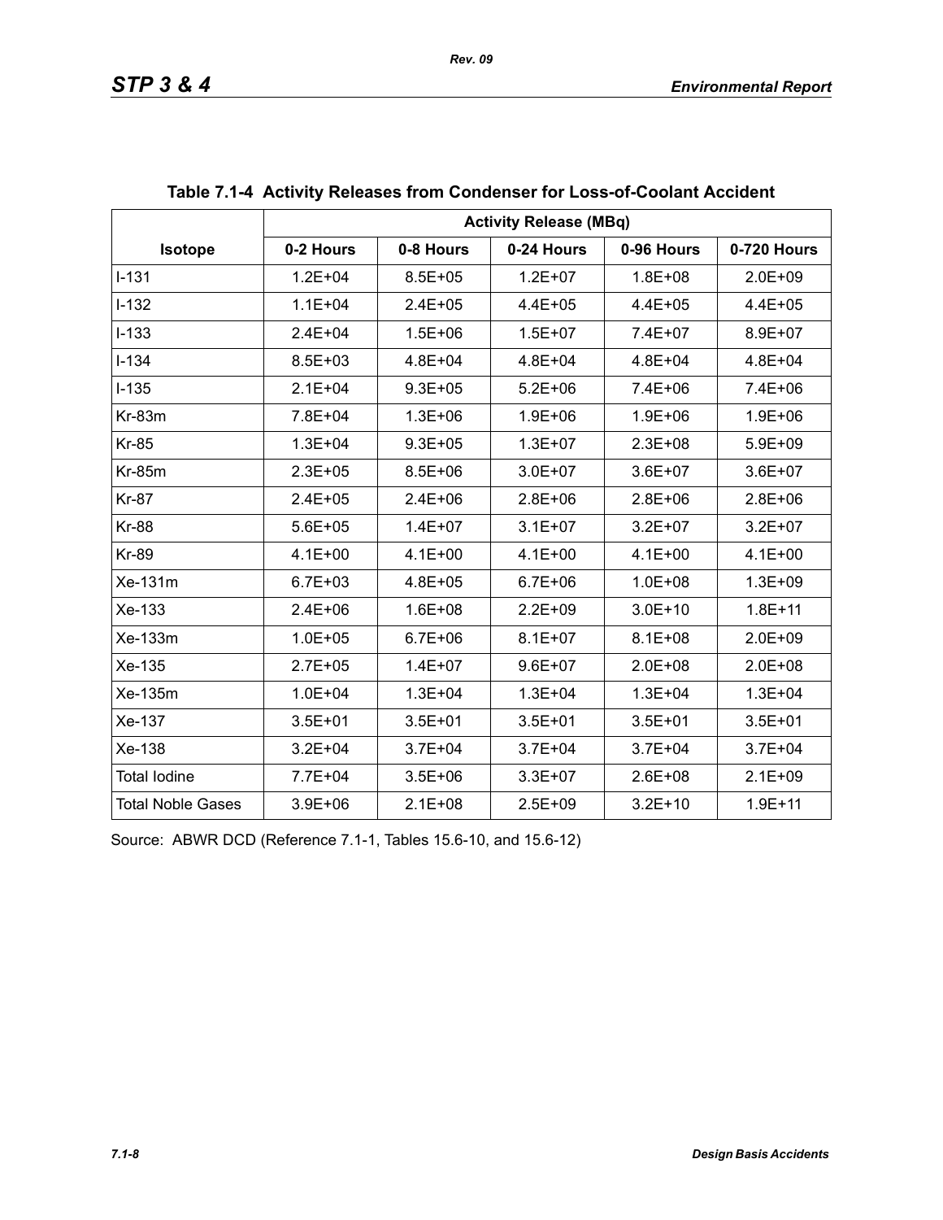**Table 7.1-4 Activity Releases from Condenser for Loss-of-Coolant Accident**

| Isotope | Activity Release (MBq) | | | | |
|---|---|---|---|---|---|
| | 0-2 Hours | 0-8 Hours | 0-24 Hours | 0-96 Hours | 0-720 Hours |
| I-131 | 1.2E+04 | 8.5E+05 | 1.2E+07 | 1.8E+08 | 2.0E+09 |
| I-132 | 1.1E+04 | 2.4E+05 | 4.4E+05 | 4.4E+05 | 4.4E+05 |
| I-133 | 2.4E+04 | 1.5E+06 | 1.5E+07 | 7.4E+07 | 8.9E+07 |
| I-134 | 8.5E+03 | 4.8E+04 | 4.8E+04 | 4.8E+04 | 4.8E+04 |
| I-135 | 2.1E+04 | 9.3E+05 | 5.2E+06 | 7.4E+06 | 7.4E+06 |
| Kr-83m | 7.8E+04 | 1.3E+06 | 1.9E+06 | 1.9E+06 | 1.9E+06 |
| Kr-85 | 1.3E+04 | 9.3E+05 | 1.3E+07 | 2.3E+08 | 5.9E+09 |
| Kr-85m | 2.3E+05 | 8.5E+06 | 3.0E+07 | 3.6E+07 | 3.6E+07 |
| Kr-87 | 2.4E+05 | 2.4E+06 | 2.8E+06 | 2.8E+06 | 2.8E+06 |
| Kr-88 | 5.6E+05 | 1.4E+07 | 3.1E+07 | 3.2E+07 | 3.2E+07 |
| Kr-89 | 4.1E+00 | 4.1E+00 | 4.1E+00 | 4.1E+00 | 4.1E+00 |
| Xe-131m | 6.7E+03 | 4.8E+05 | 6.7E+06 | 1.0E+08 | 1.3E+09 |
| Xe-133 | 2.4E+06 | 1.6E+08 | 2.2E+09 | 3.0E+10 | 1.8E+11 |
| Xe-133m | 1.0E+05 | 6.7E+06 | 8.1E+07 | 8.1E+08 | 2.0E+09 |
| Xe-135 | 2.7E+05 | 1.4E+07 | 9.6E+07 | 2.0E+08 | 2.0E+08 |
| Xe-135m | 1.0E+04 | 1.3E+04 | 1.3E+04 | 1.3E+04 | 1.3E+04 |
| Xe-137 | 3.5E+01 | 3.5E+01 | 3.5E+01 | 3.5E+01 | 3.5E+01 |
| Xe-138 | 3.2E+04 | 3.7E+04 | 3.7E+04 | 3.7E+04 | 3.7E+04 |
| Total Iodine | 7.7E+04 | 3.5E+06 | 3.3E+07 | 2.6E+08 | 2.1E+09 |
| Total Noble Gases | 3.9E+06 | 2.1E+08 | 2.5E+09 | 3.2E+10 | 1.9E+11 |

Source: ABWR DCD (Reference 7.1-1, Tables 15.6-10, and 15.6-12)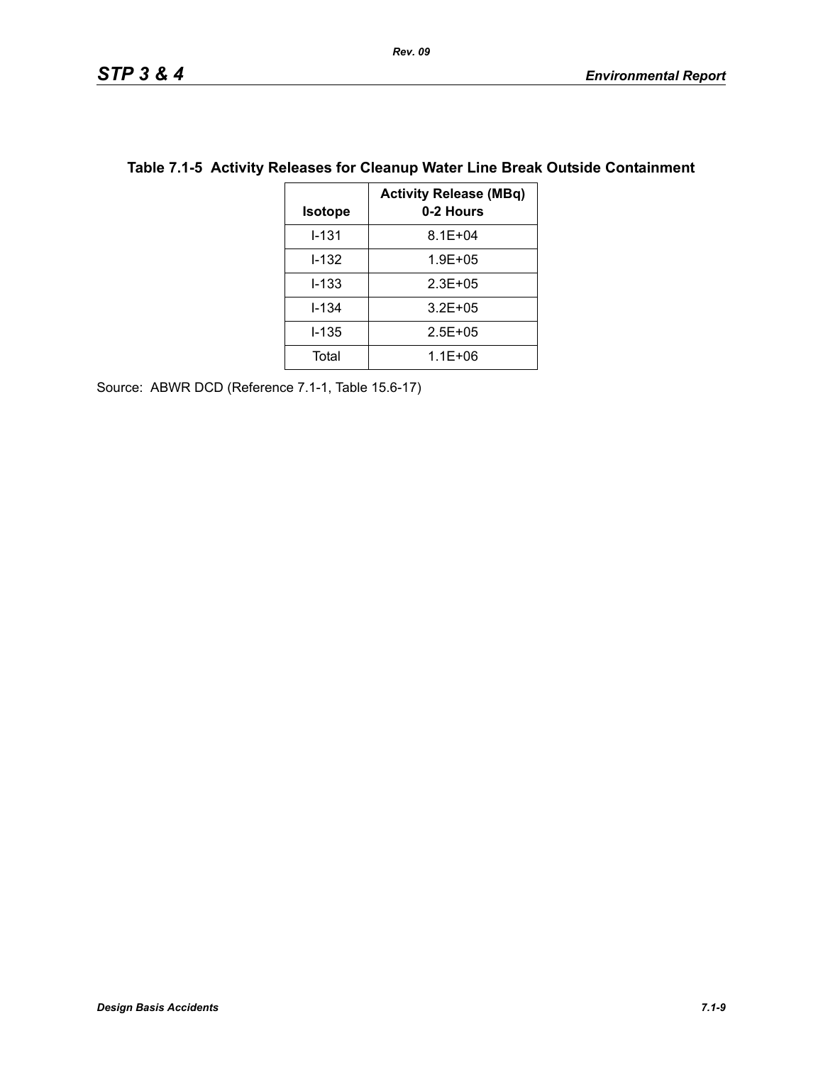**Table 7.1-5 Activity Releases for Cleanup Water Line Break Outside Containment**

| Isotope | Activity Release (MBq) 0-2 Hours |
|---|---|
| I-131 | 8.1E+04 |
| I-132 | 1.9E+05 |
| I-133 | 2.3E+05 |
| I-134 | 3.2E+05 |
| I-135 | 2.5E+05 |
| Total | 1.1E+06 |

Source: ABWR DCD (Reference 7.1-1, Table 15.6-17)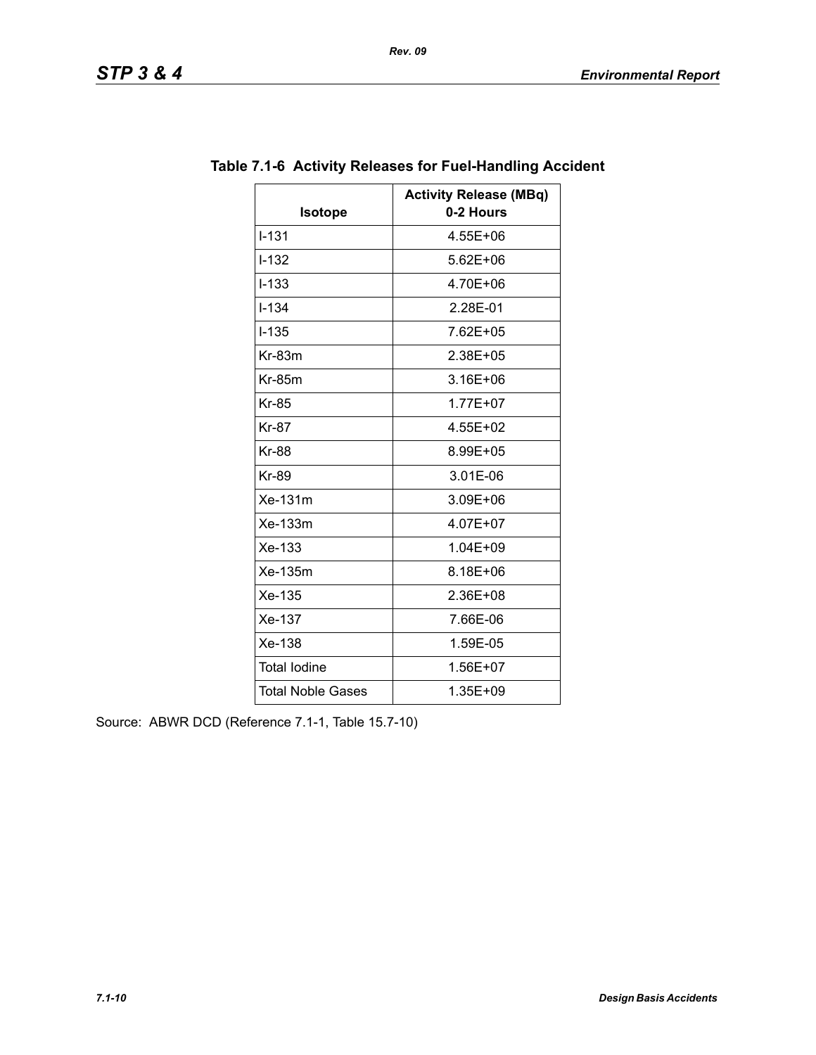**Table 7.1-6 Activity Releases for Fuel-Handling Accident**

| Isotope | Activity Release (MBq) 0-2 Hours |
|---|---|
| I-131 | 4.55E+06 |
| I-132 | 5.62E+06 |
| I-133 | 4.70E+06 |
| I-134 | 2.28E-01 |
| I-135 | 7.62E+05 |
| Kr-83m | 2.38E+05 |
| Kr-85m | 3.16E+06 |
| Kr-85 | 1.77E+07 |
| Kr-87 | 4.55E+02 |
| Kr-88 | 8.99E+05 |
| Kr-89 | 3.01E-06 |
| Xe-131m | 3.09E+06 |
| Xe-133m | 4.07E+07 |
| Xe-133 | 1.04E+09 |
| Xe-135m | 8.18E+06 |
| Xe-135 | 2.36E+08 |
| Xe-137 | 7.66E-06 |
| Xe-138 | 1.59E-05 |
| Total Iodine | 1.56E+07 |
| Total Noble Gases | 1.35E+09 |

Source: ABWR DCD (Reference 7.1-1, Table 15.7-10)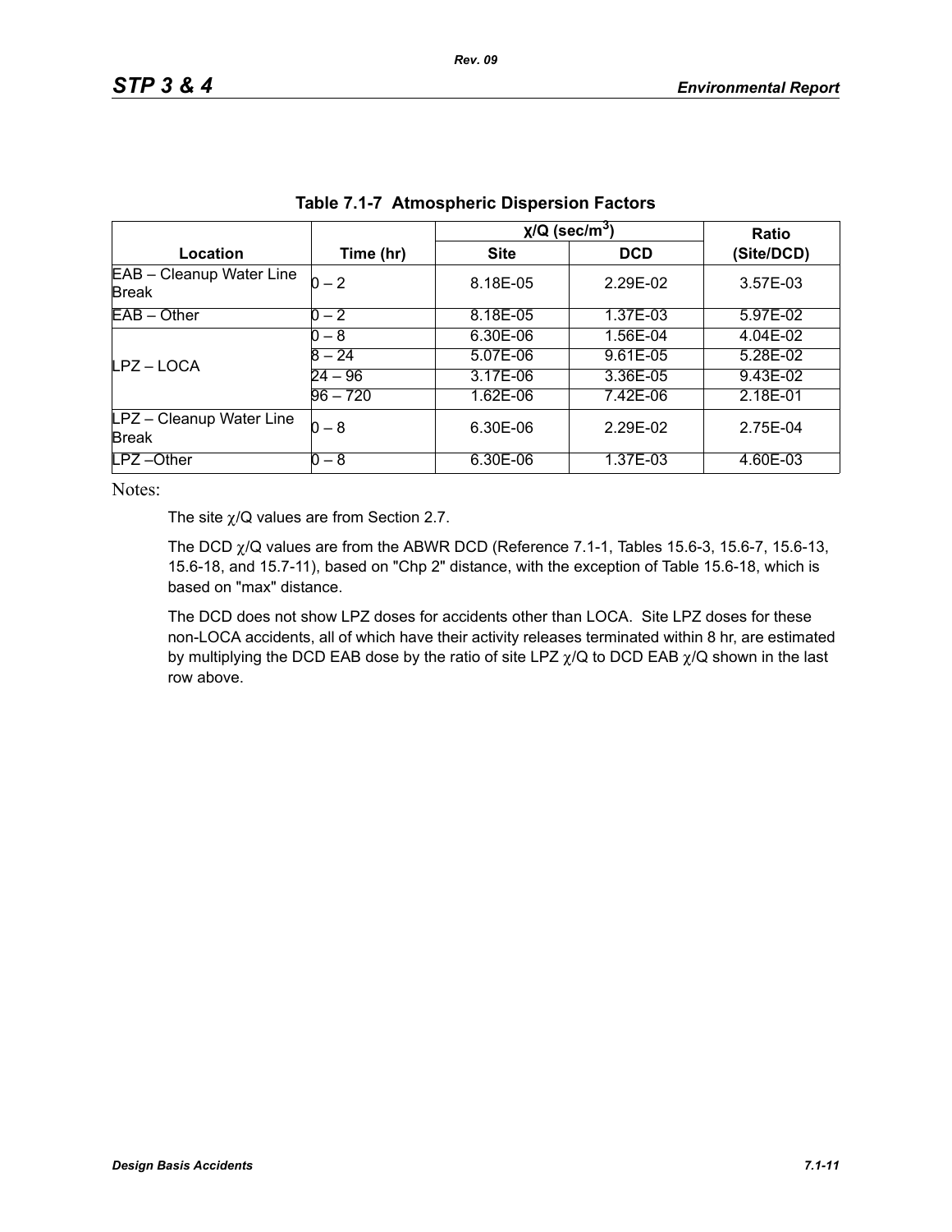**Table 7.1-7 Atmospheric Dispersion Factors**

| Location | Time (hr) | χ/Q (sec/m$^3$) | | Ratio (Site/DCD) |
|---|---|---|---|---|
| | | Site | DCD | |
| EAB – Cleanup Water Line Break | 0 – 2 | 8.18E-05 | 2.29E-02 | 3.57E-03 |
| EAB – Other | 0 – 2 | 8.18E-05 | 1.37E-03 | 5.97E-02 |
| LPZ – LOCA | 0 – 8 | 6.30E-06 | 1.56E-04 | 4.04E-02 |
| | 8 – 24 | 5.07E-06 | 9.61E-05 | 5.28E-02 |
| | 24 – 96 | 3.17E-06 | 3.36E-05 | 9.43E-02 |
| | 96 – 720 | 1.62E-06 | 7.42E-06 | 2.18E-01 |
| LPZ – Cleanup Water Line Break | 0 – 8 | 6.30E-06 | 2.29E-02 | 2.75E-04 |
| LPZ –Other | 0 – 8 | 6.30E-06 | 1.37E-03 | 4.60E-03 |

Notes:

The site χ/Q values are from Section 2.7.

The DCD χ/Q values are from the ABWR DCD (Reference 7.1-1, Tables 15.6-3, 15.6-7, 15.6-13, 15.6-18, and 15.7-11), based on "Chp 2" distance, with the exception of Table 15.6-18, which is based on "max" distance.

The DCD does not show LPZ doses for accidents other than LOCA. Site LPZ doses for these non-LOCA accidents, all of which have their activity releases terminated within 8 hr, are estimated by multiplying the DCD EAB dose by the ratio of site LPZ χ/Q to DCD EAB χ/Q shown in the last row above.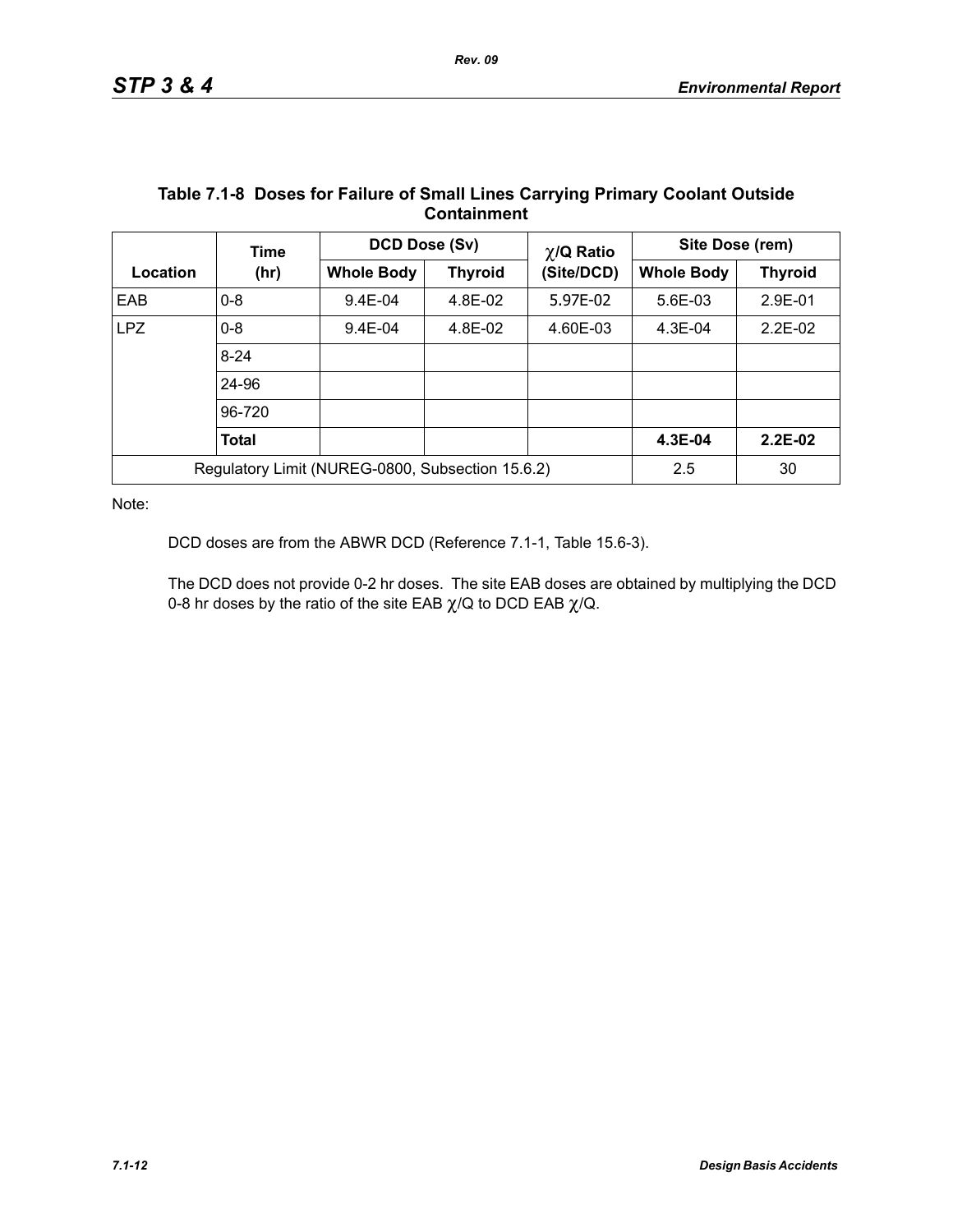**Table 7.1-8 Doses for Failure of Small Lines Carrying Primary Coolant Outside Containment**

| Location | Time (hr) | DCD Dose (Sv) | | $\chi$/Q Ratio (Site/DCD) | Site Dose (rem) | |
|---|---|---|---|---|---|---|
| | | Whole Body | Thyroid | | Whole Body | Thyroid |
| EAB | 0-8 | 9.4E-04 | 4.8E-02 | 5.97E-02 | 5.6E-03 | 2.9E-01 |
| LPZ | 0-8 | 9.4E-04 | 4.8E-02 | 4.60E-03 | 4.3E-04 | 2.2E-02 |
| | 8-24 | | | | | |
| | 24-96 | | | | | |
| | 96-720 | | | | | |
| | **Total** | | | | **4.3E-04** | **2.2E-02** |
| Regulatory Limit (NUREG-0800, Subsection 15.6.2) | | | | | 2.5 | 30 |

Note:

DCD doses are from the ABWR DCD (Reference 7.1-1, Table 15.6-3).

The DCD does not provide 0-2 hr doses. The site EAB doses are obtained by multiplying the DCD 0-8 hr doses by the ratio of the site EAB $\chi$/Q to DCD EAB $\chi$/Q.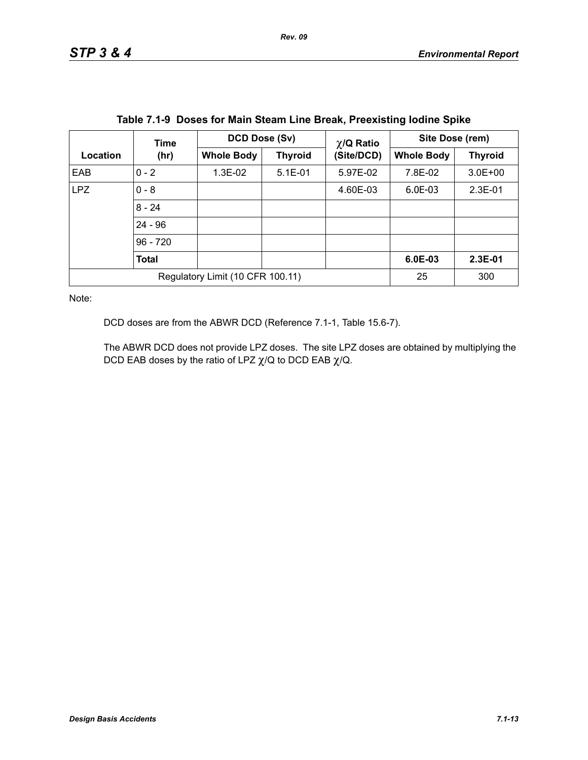**Table 7.1-9 Doses for Main Steam Line Break, Preexisting Iodine Spike**

| Location | Time (hr) | DCD Dose (Sv) | | $\chi$/Q Ratio (Site/DCD) | Site Dose (rem) | |
|---|---|---|---|---|---|---|
| | | Whole Body | Thyroid | | Whole Body | Thyroid |
| EAB | 0 - 2 | 1.3E-02 | 5.1E-01 | 5.97E-02 | 7.8E-02 | 3.0E+00 |
| LPZ | 0 - 8 | | | 4.60E-03 | 6.0E-03 | 2.3E-01 |
| | 8 - 24 | | | | | |
| | 24 - 96 | | | | | |
| | 96 - 720 | | | | | |
| | **Total** | | | | **6.0E-03** | **2.3E-01** |
| Regulatory Limit (10 CFR 100.11) | | | | | 25 | 300 |

Note:

DCD doses are from the ABWR DCD (Reference 7.1-1, Table 15.6-7).

The ABWR DCD does not provide LPZ doses. The site LPZ doses are obtained by multiplying the DCD EAB doses by the ratio of LPZ $\chi$/Q to DCD EAB $\chi$/Q.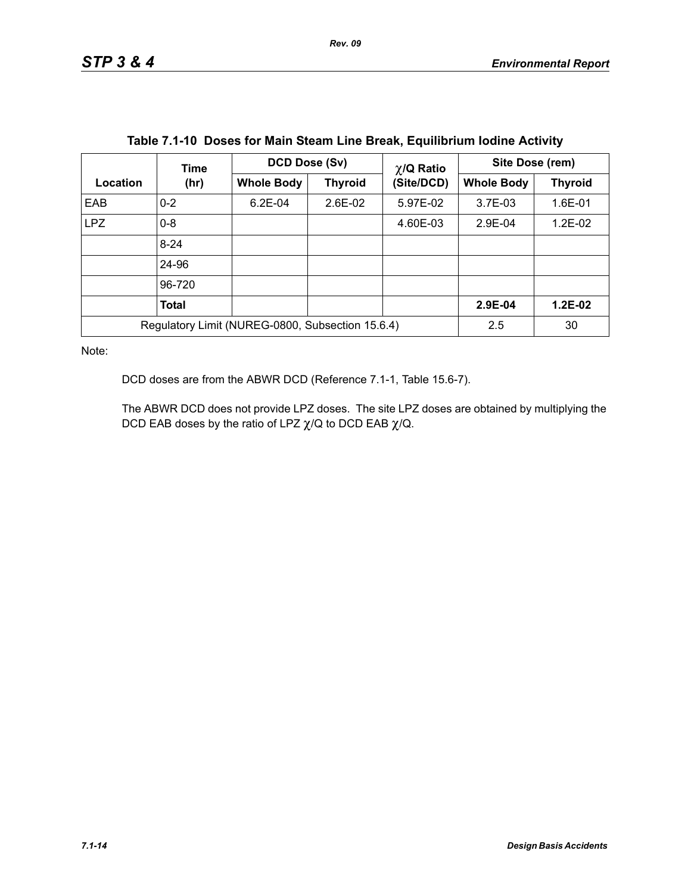**Table 7.1-10  Doses for Main Steam Line Break, Equilibrium Iodine Activity**

| Location | Time (hr) | DCD Dose (Sv) | | $\chi$/Q Ratio (Site/DCD) | Site Dose (rem) | |
|---|---|---|---|---|---|---|
| | | Whole Body | Thyroid | | Whole Body | Thyroid |
| EAB | 0-2 | 6.2E-04 | 2.6E-02 | 5.97E-02 | 3.7E-03 | 1.6E-01 |
| LPZ | 0-8 | | | 4.60E-03 | 2.9E-04 | 1.2E-02 |
| | 8-24 | | | | | |
| | 24-96 | | | | | |
| | 96-720 | | | | | |
| | **Total** | | | | **2.9E-04** | **1.2E-02** |
| Regulatory Limit (NUREG-0800, Subsection 15.6.4) | | | | | 2.5 | 30 |

Note:

DCD doses are from the ABWR DCD (Reference 7.1-1, Table 15.6-7).

The ABWR DCD does not provide LPZ doses. The site LPZ doses are obtained by multiplying the DCD EAB doses by the ratio of LPZ $\chi$/Q to DCD EAB $\chi$/Q.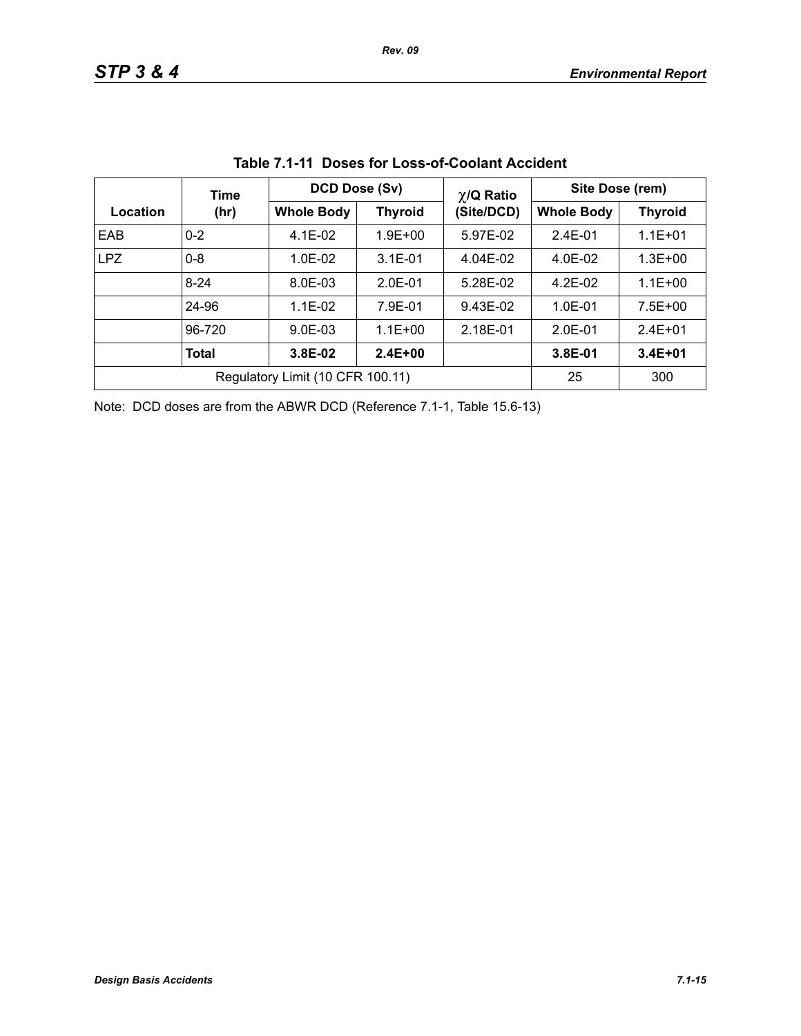**Table 7.1-11 Doses for Loss-of-Coolant Accident**

| Location | Time (hr) | DCD Dose (Sv) | | $\chi$/Q Ratio (Site/DCD) | Site Dose (rem) | |
|---|---|---|---|---|---|---|
| | | Whole Body | Thyroid | | Whole Body | Thyroid |
| EAB | 0-2 | 4.1E-02 | 1.9E+00 | 5.97E-02 | 2.4E-01 | 1.1E+01 |
| LPZ | 0-8 | 1.0E-02 | 3.1E-01 | 4.04E-02 | 4.0E-02 | 1.3E+00 |
| | 8-24 | 8.0E-03 | 2.0E-01 | 5.28E-02 | 4.2E-02 | 1.1E+00 |
| | 24-96 | 1.1E-02 | 7.9E-01 | 9.43E-02 | 1.0E-01 | 7.5E+00 |
| | 96-720 | 9.0E-03 | 1.1E+00 | 2.18E-01 | 2.0E-01 | 2.4E+01 |
| | **Total** | **3.8E-02** | **2.4E+00** | | **3.8E-01** | **3.4E+01** |
| Regulatory Limit (10 CFR 100.11) | | | | | 25 | 300 |

Note: DCD doses are from the ABWR DCD (Reference 7.1-1, Table 15.6-13)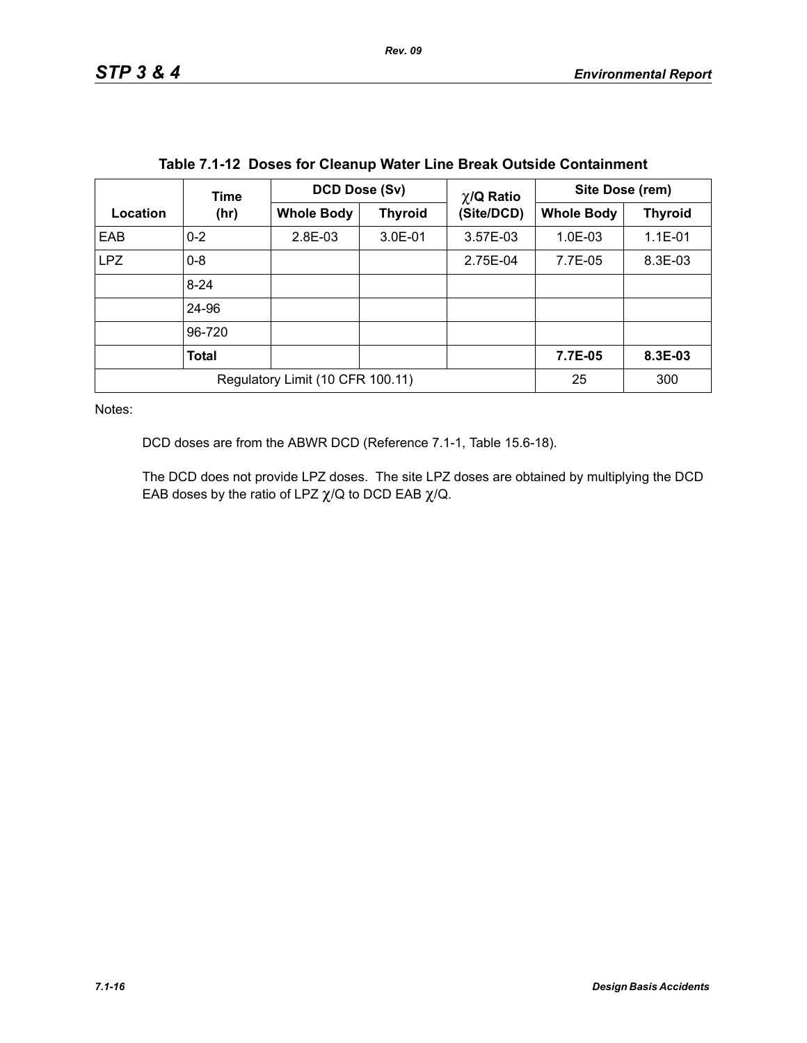**Table 7.1-12 Doses for Cleanup Water Line Break Outside Containment**

| Location | Time (hr) | DCD Dose (Sv) | | $\chi$/Q Ratio (Site/DCD) | Site Dose (rem) | |
|---|---|---|---|---|---|---|
| | | Whole Body | Thyroid | | Whole Body | Thyroid |
| EAB | 0-2 | 2.8E-03 | 3.0E-01 | 3.57E-03 | 1.0E-03 | 1.1E-01 |
| LPZ | 0-8 | | | 2.75E-04 | 7.7E-05 | 8.3E-03 |
| | 8-24 | | | | | |
| | 24-96 | | | | | |
| | 96-720 | | | | | |
| | **Total** | | | | **7.7E-05** | **8.3E-03** |
| Regulatory Limit (10 CFR 100.11) | | | | | 25 | 300 |

Notes:

DCD doses are from the ABWR DCD (Reference 7.1-1, Table 15.6-18).

The DCD does not provide LPZ doses. The site LPZ doses are obtained by multiplying the DCD EAB doses by the ratio of LPZ $\chi$/Q to DCD EAB $\chi$/Q.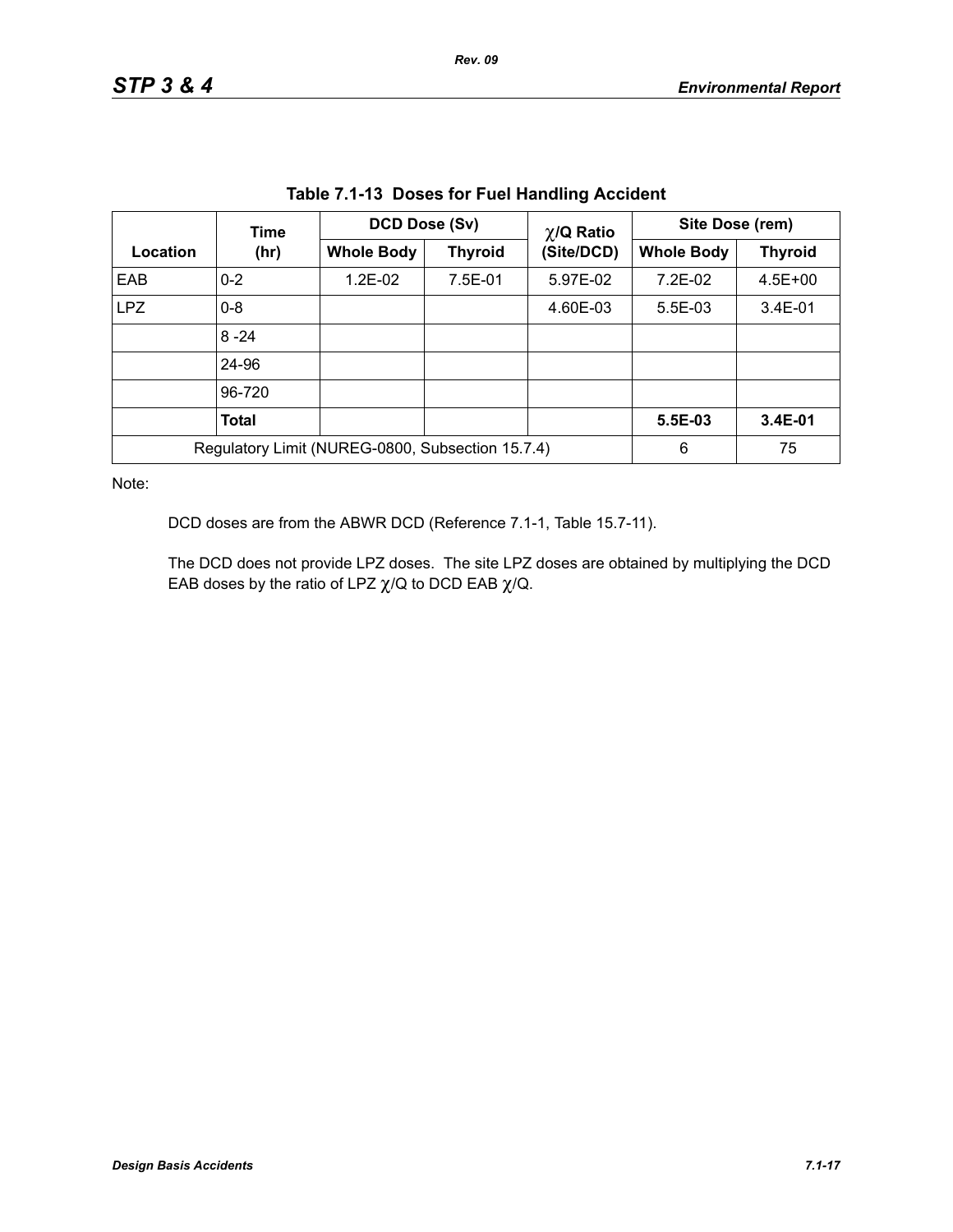**Table 7.1-13 Doses for Fuel Handling Accident**

| Location | Time (hr) | DCD Dose (Sv) | | χ/Q Ratio (Site/DCD) | Site Dose (rem) | |
|---|---|---|---|---|---|---|
| | | Whole Body | Thyroid | | Whole Body | Thyroid |
| EAB | 0-2 | 1.2E-02 | 7.5E-01 | 5.97E-02 | 7.2E-02 | 4.5E+00 |
| LPZ | 0-8 | | | 4.60E-03 | 5.5E-03 | 3.4E-01 |
| | 8 -24 | | | | | |
| | 24-96 | | | | | |
| | 96-720 | | | | | |
| | **Total** | | | | **5.5E-03** | **3.4E-01** |
| Regulatory Limit (NUREG-0800, Subsection 15.7.4) | | | | | 6 | 75 |

Note:

DCD doses are from the ABWR DCD (Reference 7.1-1, Table 15.7-11).

The DCD does not provide LPZ doses. The site LPZ doses are obtained by multiplying the DCD EAB doses by the ratio of LPZ χ/Q to DCD EAB χ/Q.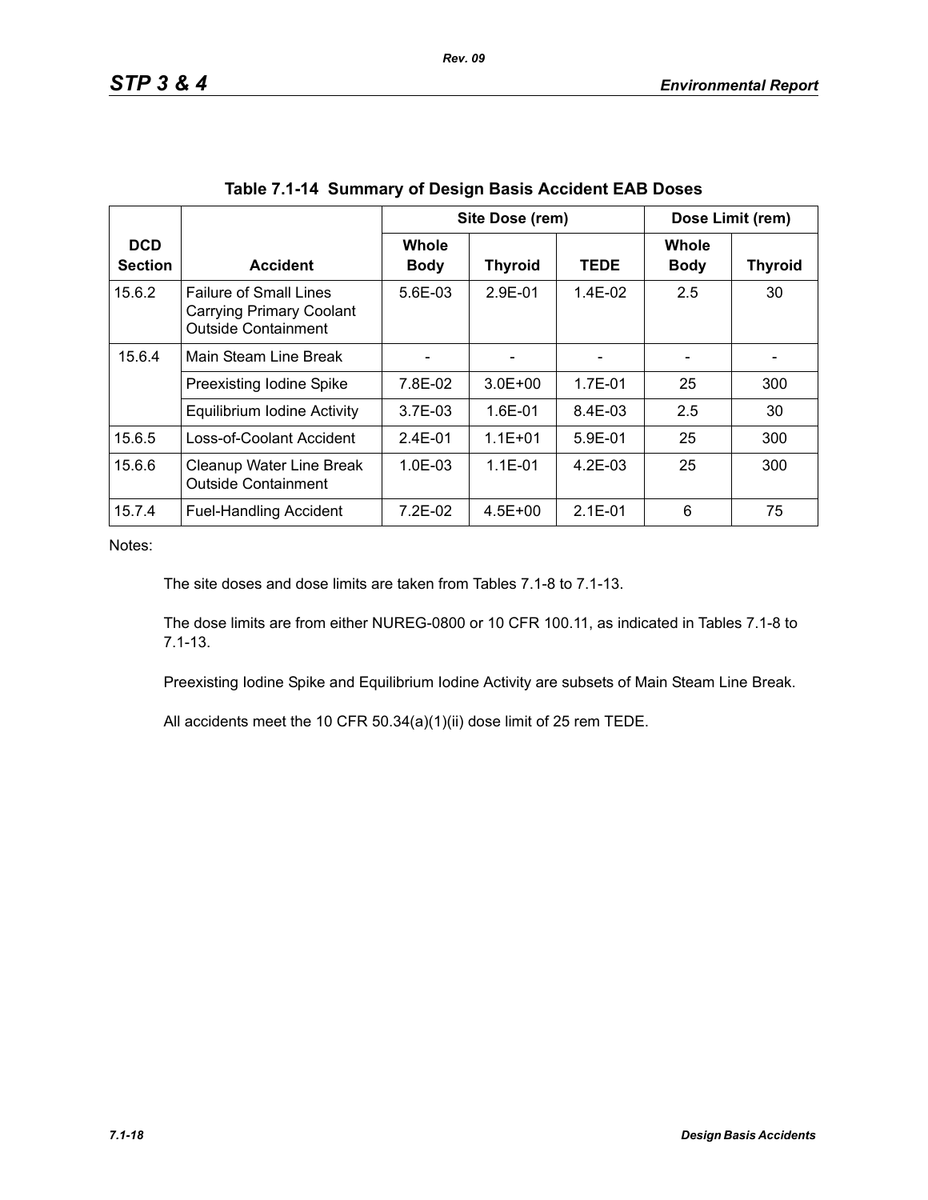## Table 7.1-14 Summary of Design Basis Accident EAB Doses

| DCD Section | Accident | Site Dose (rem) | | | Dose Limit (rem) | |
|---|---|---|---|---|---|---|
| | | Whole Body | Thyroid | TEDE | Whole Body | Thyroid |
| 15.6.2 | Failure of Small Lines Carrying Primary Coolant Outside Containment | 5.6E-03 | 2.9E-01 | 1.4E-02 | 2.5 | 30 |
| 15.6.4 | Main Steam Line Break | - | - | - | - | - |
| | Preexisting Iodine Spike | 7.8E-02 | 3.0E+00 | 1.7E-01 | 25 | 300 |
| | Equilibrium Iodine Activity | 3.7E-03 | 1.6E-01 | 8.4E-03 | 2.5 | 30 |
| 15.6.5 | Loss-of-Coolant Accident | 2.4E-01 | 1.1E+01 | 5.9E-01 | 25 | 300 |
| 15.6.6 | Cleanup Water Line Break Outside Containment | 1.0E-03 | 1.1E-01 | 4.2E-03 | 25 | 300 |
| 15.7.4 | Fuel-Handling Accident | 7.2E-02 | 4.5E+00 | 2.1E-01 | 6 | 75 |

Notes:

The site doses and dose limits are taken from Tables 7.1-8 to 7.1-13.

The dose limits are from either NUREG-0800 or 10 CFR 100.11, as indicated in Tables 7.1-8 to 7.1-13.

Preexisting Iodine Spike and Equilibrium Iodine Activity are subsets of Main Steam Line Break.

All accidents meet the 10 CFR 50.34(a)(1)(ii) dose limit of 25 rem TEDE.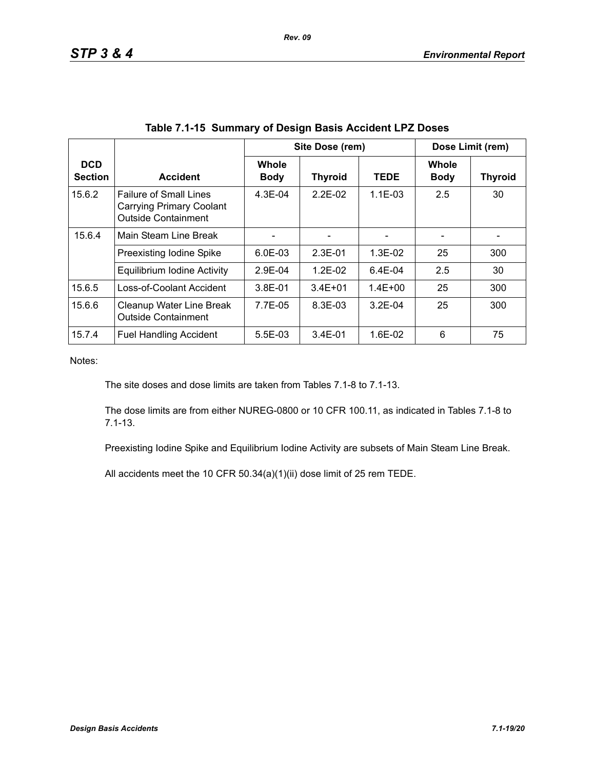**Table 7.1-15 Summary of Design Basis Accident LPZ Doses**

| DCD Section | Accident | Site Dose (rem) | | | Dose Limit (rem) | |
|---|---|---|---|---|---|---|
| | | Whole Body | Thyroid | TEDE | Whole Body | Thyroid |
| 15.6.2 | Failure of Small Lines Carrying Primary Coolant Outside Containment | 4.3E-04 | 2.2E-02 | 1.1E-03 | 2.5 | 30 |
| 15.6.4 | Main Steam Line Break | - | - | - | - | - |
| | Preexisting Iodine Spike | 6.0E-03 | 2.3E-01 | 1.3E-02 | 25 | 300 |
| | Equilibrium Iodine Activity | 2.9E-04 | 1.2E-02 | 6.4E-04 | 2.5 | 30 |
| 15.6.5 | Loss-of-Coolant Accident | 3.8E-01 | 3.4E+01 | 1.4E+00 | 25 | 300 |
| 15.6.6 | Cleanup Water Line Break Outside Containment | 7.7E-05 | 8.3E-03 | 3.2E-04 | 25 | 300 |
| 15.7.4 | Fuel Handling Accident | 5.5E-03 | 3.4E-01 | 1.6E-02 | 6 | 75 |

Notes:

The site doses and dose limits are taken from Tables 7.1-8 to 7.1-13.

The dose limits are from either NUREG-0800 or 10 CFR 100.11, as indicated in Tables 7.1-8 to 7.1-13.

Preexisting Iodine Spike and Equilibrium Iodine Activity are subsets of Main Steam Line Break.

All accidents meet the 10 CFR 50.34(a)(1)(ii) dose limit of 25 rem TEDE.